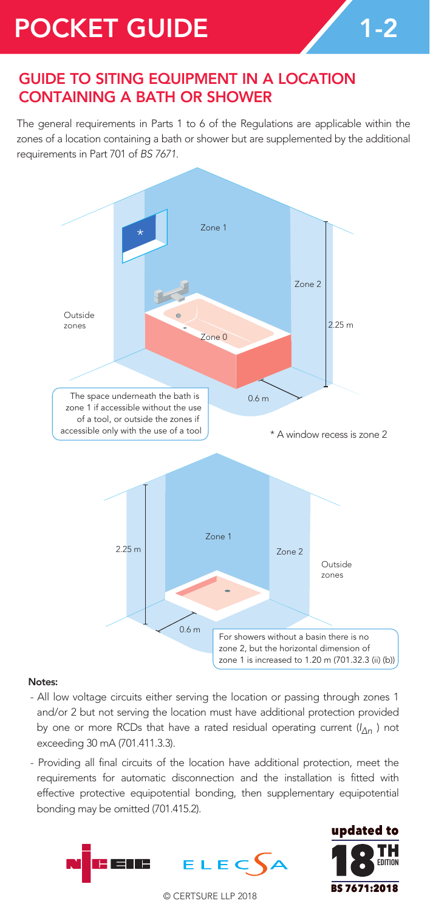# POCKET GUIDE 1-2

## GUIDE TO SITING EQUIPMENT IN A LOCATION CONTAINING A BATH OR SHOWER

The general requirements in Parts 1 to 6 of the Regulations are applicable within the zones of a location containing a bath or shower but are supplemented by the additional requirements in Part 701 of *BS 7671*.

Zone 1

Zone 2

Outside zones

Zone 0

2.25 m

0.6 m

The space underneath the bath is zone 1 if accessible without the use of a tool, or outside the zones if accessible only with the use of a tool

* A window recess is zone 2

2.25 m

Zone 1

Zone 2

Outside zones

0.6 m

For showers without a basin there is no zone 2, but the horizontal dimension of zone 1 is increased to 1.20 m (701.32.3 (ii) (b))

**Notes:**

- All low voltage circuits either serving the location or passing through zones 1 and/or 2 but not serving the location must have additional protection provided by one or more RCDs that have a rated residual operating current ($I_{\Delta n}$) not exceeding 30 mA (701.411.3.3).
- Providing all final circuits of the location have additional protection, meet the requirements for automatic disconnection and the installation is fitted with effective protective equipotential bonding, then supplementary equipotential bonding may be omitted (701.415.2).

updated to 18TH EDITION BS 7671:2018

© CERTSURE LLP 2018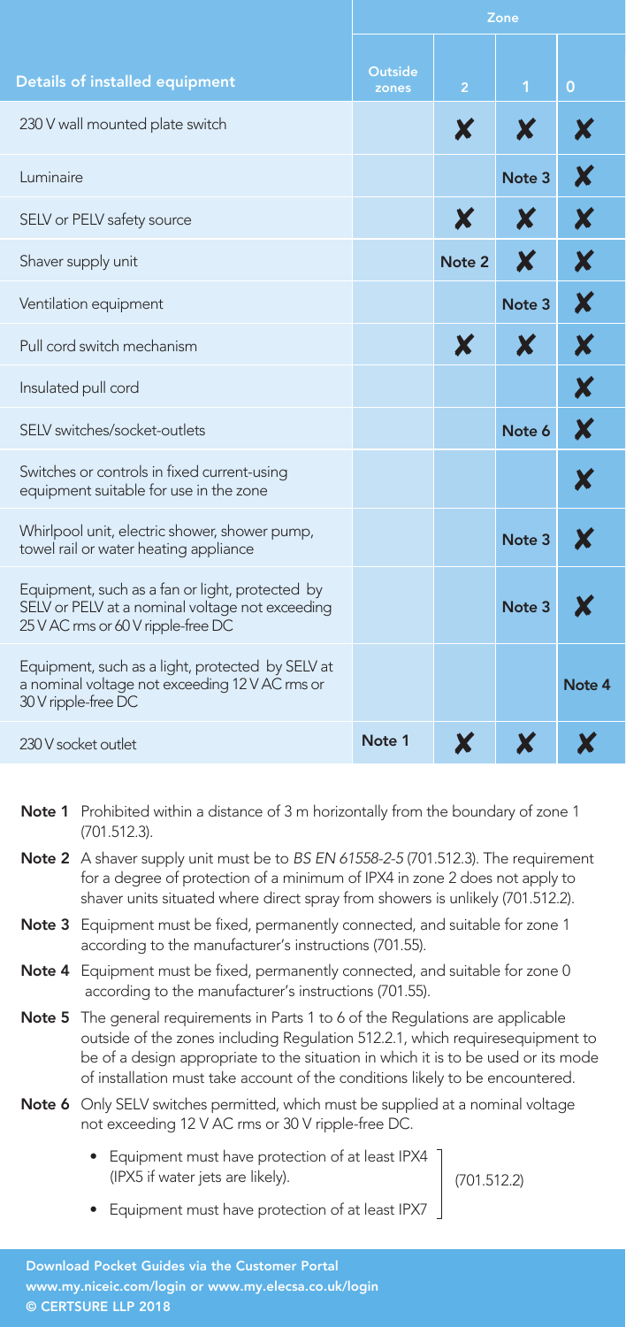| Details of installed equipment | Zone | | | |
|---|---|---|---|---|
| | Outside zones | 2 | 1 | 0 |
| 230 V wall mounted plate switch | | ✘ | ✘ | ✘ |
| Luminaire | | | Note 3 | ✘ |
| SELV or PELV safety source | | ✘ | ✘ | ✘ |
| Shaver supply unit | | Note 2 | ✘ | ✘ |
| Ventilation equipment | | | Note 3 | ✘ |
| Pull cord switch mechanism | | ✘ | ✘ | ✘ |
| Insulated pull cord | | | | ✘ |
| SELV switches/socket-outlets | | | Note 6 | ✘ |
| Switches or controls in fixed current-using equipment suitable for use in the zone | | | | ✘ |
| Whirlpool unit, electric shower, shower pump, towel rail or water heating appliance | | | Note 3 | ✘ |
| Equipment, such as a fan or light, protected by SELV or PELV at a nominal voltage not exceeding 25 V AC rms or 60 V ripple-free DC | | | Note 3 | ✘ |
| Equipment, such as a light, protected by SELV at a nominal voltage not exceeding 12 V AC rms or 30 V ripple-free DC | | | | Note 4 |
| 230 V socket outlet | Note 1 | ✘ | ✘ | ✘ |

**Note 1** Prohibited within a distance of 3 m horizontally from the boundary of zone 1 (701.512.3).

**Note 2** A shaver supply unit must be to *BS EN 61558-2-5* (701.512.3). The requirement for a degree of protection of a minimum of IPX4 in zone 2 does not apply to shaver units situated where direct spray from showers is unlikely (701.512.2).

**Note 3** Equipment must be fixed, permanently connected, and suitable for zone 1 according to the manufacturer's instructions (701.55).

**Note 4** Equipment must be fixed, permanently connected, and suitable for zone 0 according to the manufacturer's instructions (701.55).

**Note 5** The general requirements in Parts 1 to 6 of the Regulations are applicable outside of the zones including Regulation 512.2.1, which requiresequipment to be of a design appropriate to the situation in which it is to be used or its mode of installation must take account of the conditions likely to be encountered.

**Note 6** Only SELV switches permitted, which must be supplied at a nominal voltage not exceeding 12 V AC rms or 30 V ripple-free DC.

- Equipment must have protection of at least IPX4 (IPX5 if water jets are likely).
- Equipment must have protection of at least IPX7

(701.512.2)

**Download Pocket Guides via the Customer Portal**
**www.my.niceic.com/login or www.my.elecsa.co.uk/login**
**© CERTSURE LLP 2018**